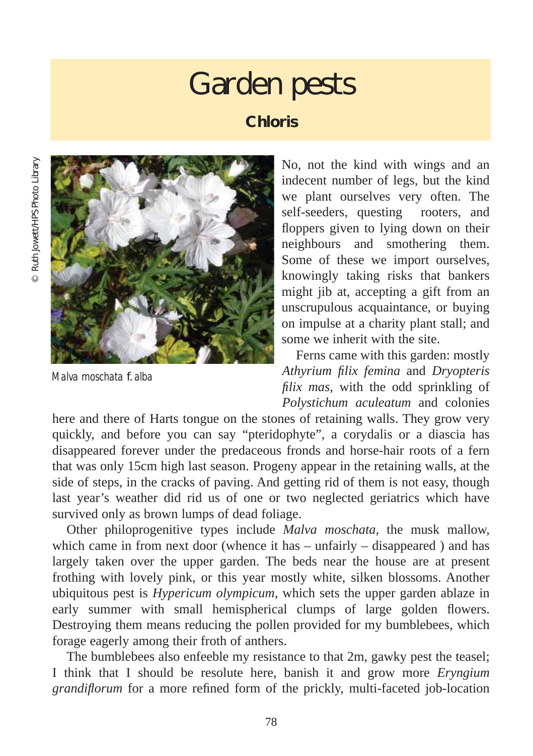# Garden pests

**Chloris**

© Ruth Jowett/HPS Photo Library

*Malva moschata f. alba*

No, not the kind with wings and an indecent number of legs, but the kind we plant ourselves very often. The self-seeders, questing rooters, and floppers given to lying down on their neighbours and smothering them. Some of these we import ourselves, knowingly taking risks that bankers might jib at, accepting a gift from an unscrupulous acquaintance, or buying on impulse at a charity plant stall; and some we inherit with the site.

Ferns came with this garden: mostly *Athyrium filix femina* and *Dryopteris filix mas*, with the odd sprinkling of *Polystichum aculeatum* and colonies here and there of Harts tongue on the stones of retaining walls. They grow very quickly, and before you can say "pteridophyte", a corydalis or a diascia has disappeared forever under the predaceous fronds and horse-hair roots of a fern that was only 15cm high last season. Progeny appear in the retaining walls, at the side of steps, in the cracks of paving. And getting rid of them is not easy, though last year's weather did rid us of one or two neglected geriatrics which have survived only as brown lumps of dead foliage.

Other philoprogenitive types include *Malva moschata*, the musk mallow, which came in from next door (whence it has – unfairly – disappeared ) and has largely taken over the upper garden. The beds near the house are at present frothing with lovely pink, or this year mostly white, silken blossoms. Another ubiquitous pest is *Hypericum olympicum*, which sets the upper garden ablaze in early summer with small hemispherical clumps of large golden flowers. Destroying them means reducing the pollen provided for my bumblebees, which forage eagerly among their froth of anthers.

The bumblebees also enfeeble my resistance to that 2m, gawky pest the teasel; I think that I should be resolute here, banish it and grow more *Eryngium grandiflorum* for a more refined form of the prickly, multi-faceted job-location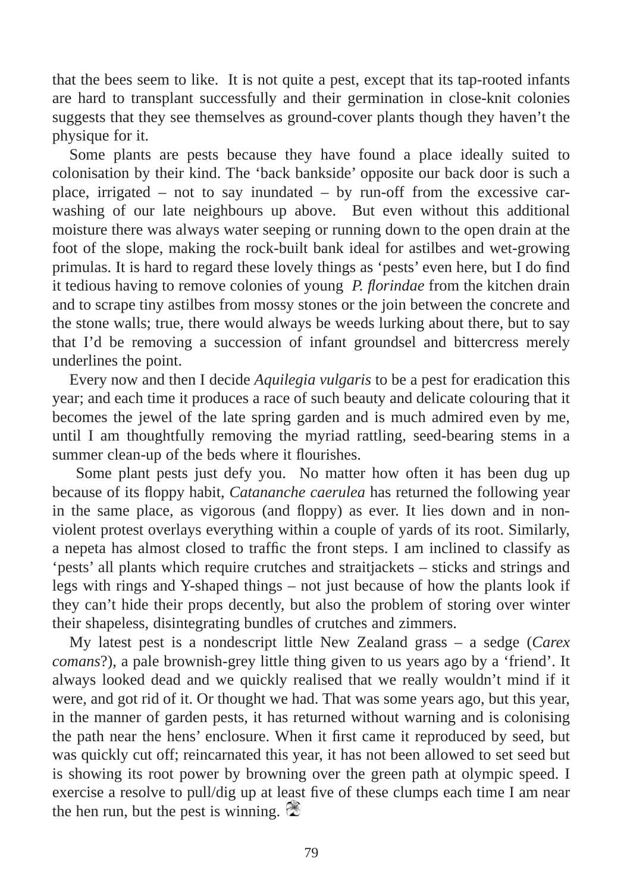that the bees seem to like. It is not quite a pest, except that its tap-rooted infants are hard to transplant successfully and their germination in close-knit colonies suggests that they see themselves as ground-cover plants though they haven't the physique for it.

Some plants are pests because they have found a place ideally suited to colonisation by their kind. The 'back bankside' opposite our back door is such a place, irrigated – not to say inundated – by run-off from the excessive car-washing of our late neighbours up above. But even without this additional moisture there was always water seeping or running down to the open drain at the foot of the slope, making the rock-built bank ideal for astilbes and wet-growing primulas. It is hard to regard these lovely things as 'pests' even here, but I do find it tedious having to remove colonies of young *P. florindae* from the kitchen drain and to scrape tiny astilbes from mossy stones or the join between the concrete and the stone walls; true, there would always be weeds lurking about there, but to say that I'd be removing a succession of infant groundsel and bittercress merely underlines the point.

Every now and then I decide *Aquilegia vulgaris* to be a pest for eradication this year; and each time it produces a race of such beauty and delicate colouring that it becomes the jewel of the late spring garden and is much admired even by me, until I am thoughtfully removing the myriad rattling, seed-bearing stems in a summer clean-up of the beds where it flourishes.

Some plant pests just defy you. No matter how often it has been dug up because of its floppy habit, *Catananche caerulea* has returned the following year in the same place, as vigorous (and floppy) as ever. It lies down and in non-violent protest overlays everything within a couple of yards of its root. Similarly, a nepeta has almost closed to traffic the front steps. I am inclined to classify as 'pests' all plants which require crutches and straitjackets – sticks and strings and legs with rings and Y-shaped things – not just because of how the plants look if they can't hide their props decently, but also the problem of storing over winter their shapeless, disintegrating bundles of crutches and zimmers.

My latest pest is a nondescript little New Zealand grass – a sedge (*Carex comans*?), a pale brownish-grey little thing given to us years ago by a 'friend'. It always looked dead and we quickly realised that we really wouldn't mind if it were, and got rid of it. Or thought we had. That was some years ago, but this year, in the manner of garden pests, it has returned without warning and is colonising the path near the hens' enclosure. When it first came it reproduced by seed, but was quickly cut off; reincarnated this year, it has not been allowed to set seed but is showing its root power by browning over the green path at olympic speed. I exercise a resolve to pull/dig up at least five of these clumps each time I am near the hen run, but the pest is winning.